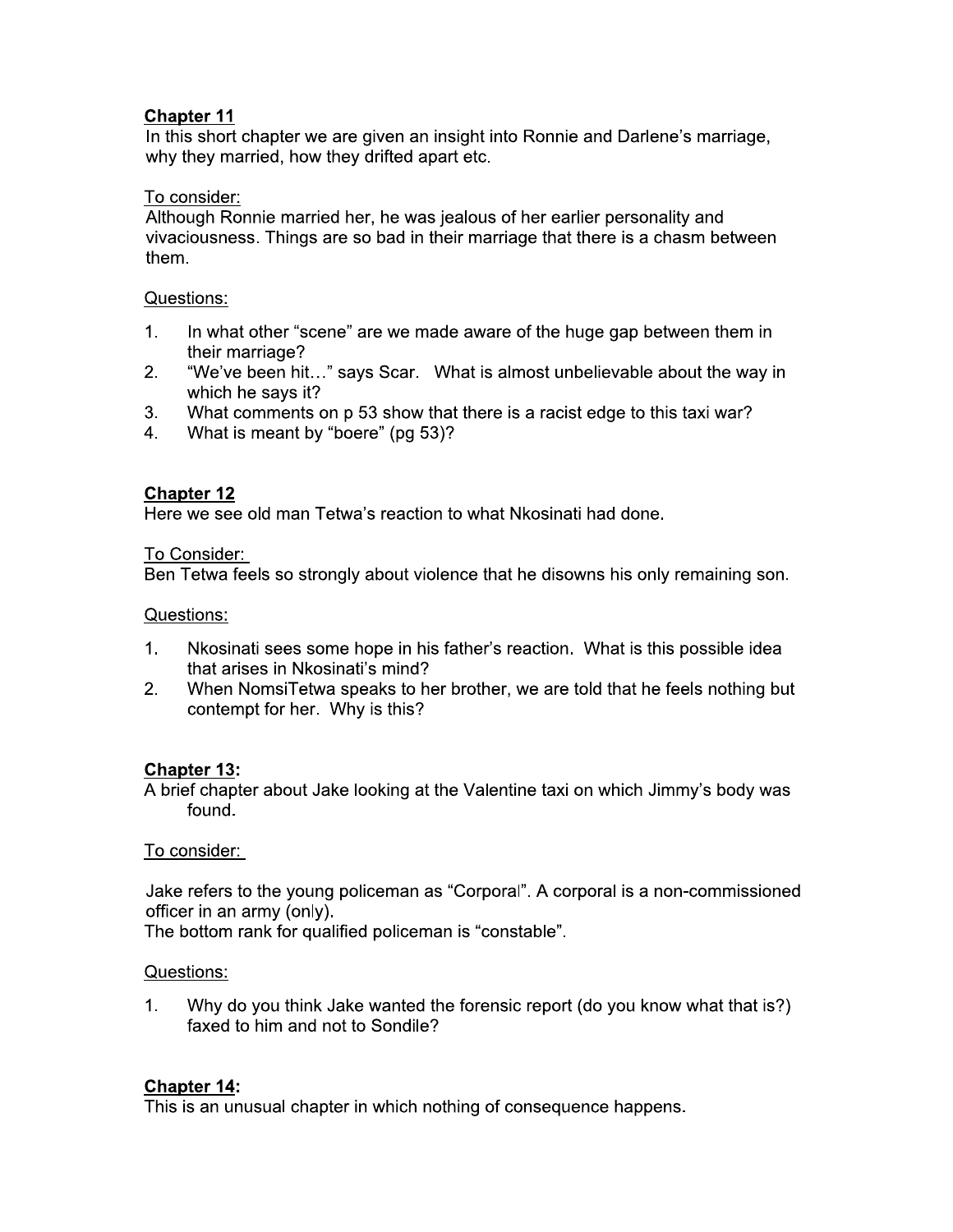## Chapter 11

In this short chapter we are given an insight into Ronnie and Darlene's marriage, why they married, how they drifted apart etc.

To consider:

Although Ronnie married her, he was jealous of her earlier personality and vivaciousness. Things are so bad in their marriage that there is a chasm between them.

Questions:

1. In what other "scene" are we made aware of the huge gap between them in their marriage?
2. "We've been hit…" says Scar. What is almost unbelievable about the way in which he says it?
3. What comments on p 53 show that there is a racist edge to this taxi war?
4. What is meant by "boere" (pg 53)?

## Chapter 12

Here we see old man Tetwa's reaction to what Nkosinati had done.

To Consider:

Ben Tetwa feels so strongly about violence that he disowns his only remaining son.

Questions:

1. Nkosinati sees some hope in his father's reaction. What is this possible idea that arises in Nkosinati's mind?
2. When NomsiTetwa speaks to her brother, we are told that he feels nothing but contempt for her. Why is this?

## Chapter 13:

A brief chapter about Jake looking at the Valentine taxi on which Jimmy's body was found.

To consider:

Jake refers to the young policeman as "Corporal". A corporal is a non-commissioned officer in an army (only).
The bottom rank for qualified policeman is "constable".

Questions:

1. Why do you think Jake wanted the forensic report (do you know what that is?) faxed to him and not to Sondile?

## Chapter 14:

This is an unusual chapter in which nothing of consequence happens.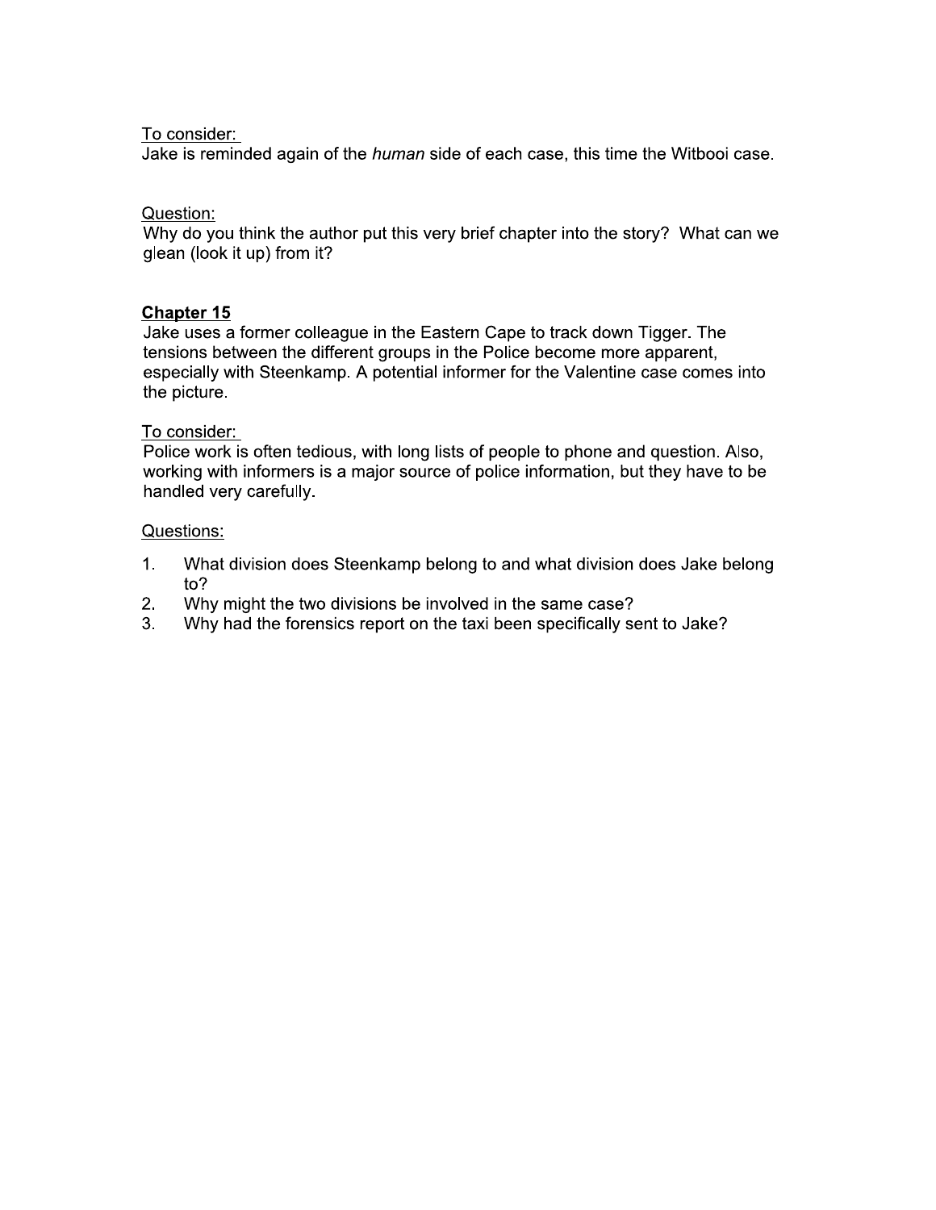To consider:
Jake is reminded again of the *human* side of each case, this time the Witbooi case.

Question:
Why do you think the author put this very brief chapter into the story? What can we glean (look it up) from it?

## Chapter 15

Jake uses a former colleague in the Eastern Cape to track down Tigger. The tensions between the different groups in the Police become more apparent, especially with Steenkamp. A potential informer for the Valentine case comes into the picture.

To consider:
Police work is often tedious, with long lists of people to phone and question. Also, working with informers is a major source of police information, but they have to be handled very carefully.

Questions:

1. What division does Steenkamp belong to and what division does Jake belong to?
2. Why might the two divisions be involved in the same case?
3. Why had the forensics report on the taxi been specifically sent to Jake?